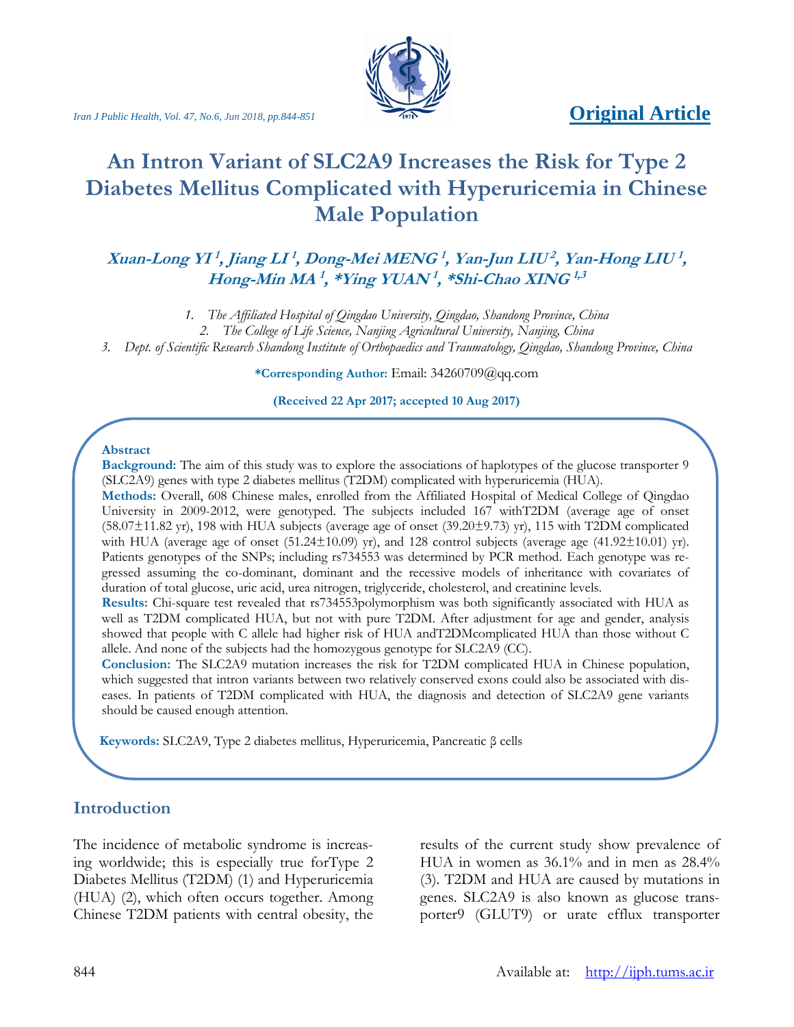**Original Article**

# An Intron Variant of SLC2A9 Increases the Risk for Type 2 Diabetes Mellitus Complicated with Hyperuricemia in Chinese Male Population

***Xuan-Long YI [1], Jiang LI [1], Dong-Mei MENG [1], Yan-Jun LIU [2], Yan-Hong LIU [1], Hong-Min MA [1], *Ying YUAN [1], *Shi-Chao XING [1,3]***

1. *The Affiliated Hospital of Qingdao University, Qingdao, Shandong Province, China*
2. *The College of Life Science, Nanjing Agricultural University, Nanjing, China*
3. *Dept. of Scientific Research Shandong Institute of Orthopaedics and Traumatology, Qingdao, Shandong Province, China*

**\*Corresponding Author:** Email: 34260709@qq.com

**(Received 22 Apr 2017; accepted 10 Aug 2017)**

## Abstract

**Background:** The aim of this study was to explore the associations of haplotypes of the glucose transporter 9 (SLC2A9) genes with type 2 diabetes mellitus (T2DM) complicated with hyperuricemia (HUA).

**Methods:** Overall, 608 Chinese males, enrolled from the Affiliated Hospital of Medical College of Qingdao University in 2009-2012, were genotyped. The subjects included 167 withT2DM (average age of onset (58.07±11.82 yr), 198 with HUA subjects (average age of onset (39.20±9.73) yr), 115 with T2DM complicated with HUA (average age of onset (51.24±10.09) yr), and 128 control subjects (average age (41.92±10.01) yr). Patients genotypes of the SNPs; including rs734553 was determined by PCR method. Each genotype was regressed assuming the co-dominant, dominant and the recessive models of inheritance with covariates of duration of total glucose, uric acid, urea nitrogen, triglyceride, cholesterol, and creatinine levels.

**Results:** Chi-square test revealed that rs734553polymorphism was both significantly associated with HUA as well as T2DM complicated HUA, but not with pure T2DM. After adjustment for age and gender, analysis showed that people with C allele had higher risk of HUA andT2DMcomplicated HUA than those without C allele. And none of the subjects had the homozygous genotype for SLC2A9 (CC).

**Conclusion:** The SLC2A9 mutation increases the risk for T2DM complicated HUA in Chinese population, which suggested that intron variants between two relatively conserved exons could also be associated with diseases. In patients of T2DM complicated with HUA, the diagnosis and detection of SLC2A9 gene variants should be caused enough attention.

**Keywords:** SLC2A9, Type 2 diabetes mellitus, Hyperuricemia, Pancreatic β cells

## Introduction

The incidence of metabolic syndrome is increasing worldwide; this is especially true forType 2 Diabetes Mellitus (T2DM) (1) and Hyperuricemia (HUA) (2), which often occurs together. Among Chinese T2DM patients with central obesity, the results of the current study show prevalence of HUA in women as 36.1% and in men as 28.4% (3). T2DM and HUA are caused by mutations in genes. SLC2A9 is also known as glucose transporter9 (GLUT9) or urate efflux transporter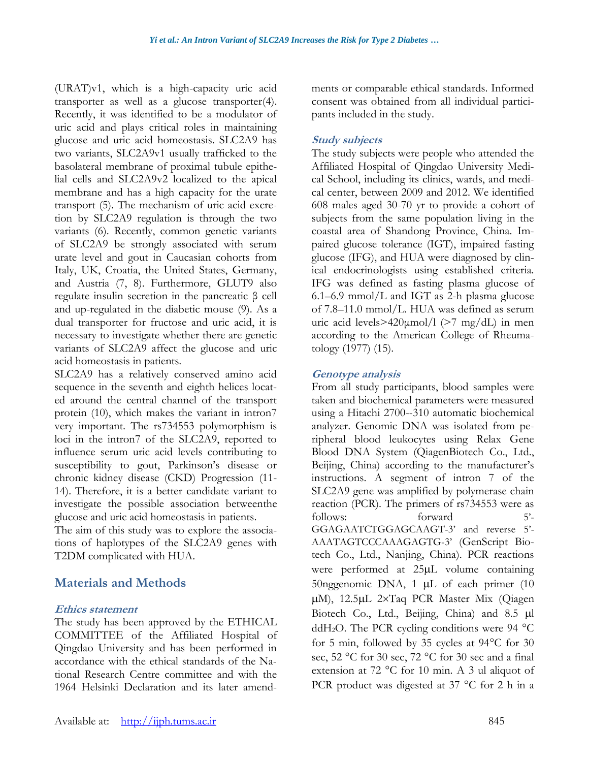(URAT)v1, which is a high-capacity uric acid transporter as well as a glucose transporter(4). Recently, it was identified to be a modulator of uric acid and plays critical roles in maintaining glucose and uric acid homeostasis. SLC2A9 has two variants, SLC2A9v1 usually trafficked to the basolateral membrane of proximal tubule epithelial cells and SLC2A9v2 localized to the apical membrane and has a high capacity for the urate transport (5). The mechanism of uric acid excretion by SLC2A9 regulation is through the two variants (6). Recently, common genetic variants of SLC2A9 be strongly associated with serum urate level and gout in Caucasian cohorts from Italy, UK, Croatia, the United States, Germany, and Austria (7, 8). Furthermore, GLUT9 also regulate insulin secretion in the pancreatic β cell and up-regulated in the diabetic mouse (9). As a dual transporter for fructose and uric acid, it is necessary to investigate whether there are genetic variants of SLC2A9 affect the glucose and uric acid homeostasis in patients.

SLC2A9 has a relatively conserved amino acid sequence in the seventh and eighth helices located around the central channel of the transport protein (10), which makes the variant in intron7 very important. The rs734553 polymorphism is loci in the intron7 of the SLC2A9, reported to influence serum uric acid levels contributing to susceptibility to gout, Parkinson's disease or chronic kidney disease (CKD) Progression (11-14). Therefore, it is a better candidate variant to investigate the possible association betweenthe glucose and uric acid homeostasis in patients.

The aim of this study was to explore the associations of haplotypes of the SLC2A9 genes with T2DM complicated with HUA.

## Materials and Methods

### *Ethics statement*

The study has been approved by the ETHICAL COMMITTEE of the Affiliated Hospital of Qingdao University and has been performed in accordance with the ethical standards of the National Research Centre committee and with the 1964 Helsinki Declaration and its later amendments or comparable ethical standards. Informed consent was obtained from all individual participants included in the study.

### *Study subjects*

The study subjects were people who attended the Affiliated Hospital of Qingdao University Medical School, including its clinics, wards, and medical center, between 2009 and 2012. We identified 608 males aged 30-70 yr to provide a cohort of subjects from the same population living in the coastal area of Shandong Province, China. Impaired glucose tolerance (IGT), impaired fasting glucose (IFG), and HUA were diagnosed by clinical endocrinologists using established criteria. IFG was defined as fasting plasma glucose of 6.1–6.9 mmol/L and IGT as 2-h plasma glucose of 7.8–11.0 mmol/L. HUA was defined as serum uric acid levels>420μmol/l (>7 mg/dL) in men according to the American College of Rheumatology (1977) (15).

### *Genotype analysis*

From all study participants, blood samples were taken and biochemical parameters were measured using a Hitachi 2700--310 automatic biochemical analyzer. Genomic DNA was isolated from peripheral blood leukocytes using Relax Gene Blood DNA System (QiagenBiotech Co., Ltd., Beijing, China) according to the manufacturer's instructions. A segment of intron 7 of the SLC2A9 gene was amplified by polymerase chain reaction (PCR). The primers of rs734553 were as follows: forward 5'-GGAGAATCTGGAGCAAGT-3' and reverse 5'-AAATAGTCCCAAAGAGTG-3' (GenScript Biotech Co., Ltd., Nanjing, China). PCR reactions were performed at 25μL volume containing 50nggenomic DNA, 1 μL of each primer (10 μM), 12.5μL 2×Taq PCR Master Mix (Qiagen Biotech Co., Ltd., Beijing, China) and 8.5 μl ddH$_2$O. The PCR cycling conditions were 94 °C for 5 min, followed by 35 cycles at 94°C for 30 sec, 52 °C for 30 sec, 72 °C for 30 sec and a final extension at 72 °C for 10 min. A 3 ul aliquot of PCR product was digested at 37 °C for 2 h in a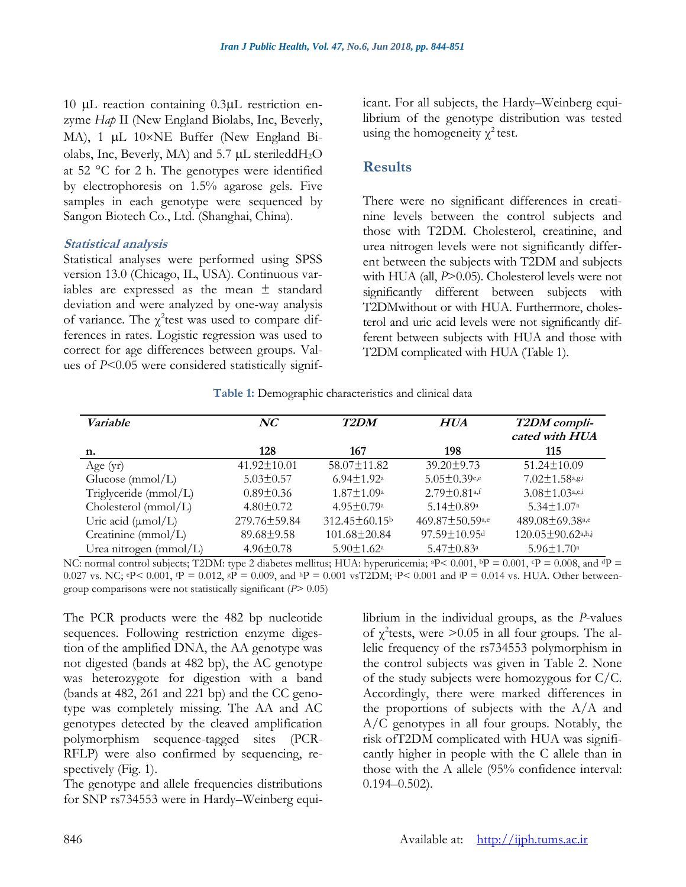10 μL reaction containing 0.3μL restriction enzyme *Hap* II (New England Biolabs, Inc, Beverly, MA), 1 μL 10×NE Buffer (New England Biolabs, Inc, Beverly, MA) and 5.7 μL sterileddH$_2$O at 52 °C for 2 h. The genotypes were identified by electrophoresis on 1.5% agarose gels. Five samples in each genotype were sequenced by Sangon Biotech Co., Ltd. (Shanghai, China).

### Statistical analysis

Statistical analyses were performed using SPSS version 13.0 (Chicago, IL, USA). Continuous variables are expressed as the mean ± standard deviation and were analyzed by one-way analysis of variance. The $\chi^2$test was used to compare differences in rates. Logistic regression was used to correct for age differences between groups. Values of $P$<0.05 were considered statistically significant. For all subjects, the Hardy–Weinberg equilibrium of the genotype distribution was tested using the homogeneity $\chi^2$ test.

## Results

There were no significant differences in creatinine levels between the control subjects and those with T2DM. Cholesterol, creatinine, and urea nitrogen levels were not significantly different between the subjects with T2DM and subjects with HUA (all, $P$>0.05). Cholesterol levels were not significantly different between subjects with T2DMwithout or with HUA. Furthermore, cholesterol and uric acid levels were not significantly different between subjects with HUA and those with T2DM complicated with HUA (Table 1).

**Table 1:** Demographic characteristics and clinical data

| *Variable* | *NC* | *T2DM* | *HUA* | *T2DM complicated with HUA* |
|---|---|---|---|---|
| **n.** | **128** | **167** | **198** | **115** |
| Age (yr) | 41.92±10.01 | 58.07±11.82 | 39.20±9.73 | 51.24±10.09 |
| Glucose (mmol/L) | 5.03±0.57 | 6.94±1.92[a] | 5.05±0.39[c,e] | 7.02±1.58[a,g,i] |
| Triglyceride (mmol/L) | 0.89±0.36 | 1.87±1.09[a] | 2.79±0.81[a,f] | 3.08±1.03[a,e,i] |
| Cholesterol (mmol/L) | 4.80±0.72 | 4.95±0.79[a] | 5.14±0.89[a] | 5.34±1.07[a] |
| Uric acid (μmol/L) | 279.76±59.84 | 312.45±60.15[b] | 469.87±50.59[a,e] | 489.08±69.38[a,e] |
| Creatinine (mmol/L) | 89.68±9.58 | 101.68±20.84 | 97.59±10.95[d] | 120.05±90.62[a,h,j] |
| Urea nitrogen (mmol/L) | 4.96±0.78 | 5.90±1.62[a] | 5.47±0.83[a] | 5.96±1.70[a] |

NC: normal control subjects; T2DM: type 2 diabetes mellitus; HUA: hyperuricemia; [a]P< 0.001, [b]P = 0.001, [c]P = 0.008, and [d]P = 0.027 vs. NC; [e]P< 0.001, [f]P = 0.012, [g]P = 0.009, and [h]P = 0.001 vsT2DM; [i]P< 0.001 and [j]P = 0.014 vs. HUA. Other between-group comparisons were not statistically significant ($P$> 0.05)

The PCR products were the 482 bp nucleotide sequences. Following restriction enzyme digestion of the amplified DNA, the AA genotype was not digested (bands at 482 bp), the AC genotype was heterozygote for digestion with a band (bands at 482, 261 and 221 bp) and the CC genotype was completely missing. The AA and AC genotypes detected by the cleaved amplification polymorphism sequence-tagged sites (PCR-RFLP) were also confirmed by sequencing, respectively (Fig. 1).

The genotype and allele frequencies distributions for SNP rs734553 were in Hardy–Weinberg equilibrium in the individual groups, as the $P$-values of $\chi^2$tests, were >0.05 in all four groups. The allelic frequency of the rs734553 polymorphism in the control subjects was given in Table 2. None of the study subjects were homozygous for C/C. Accordingly, there were marked differences in the proportions of subjects with the A/A and A/C genotypes in all four groups. Notably, the risk ofT2DM complicated with HUA was significantly higher in people with the C allele than in those with the A allele (95% confidence interval: 0.194–0.502).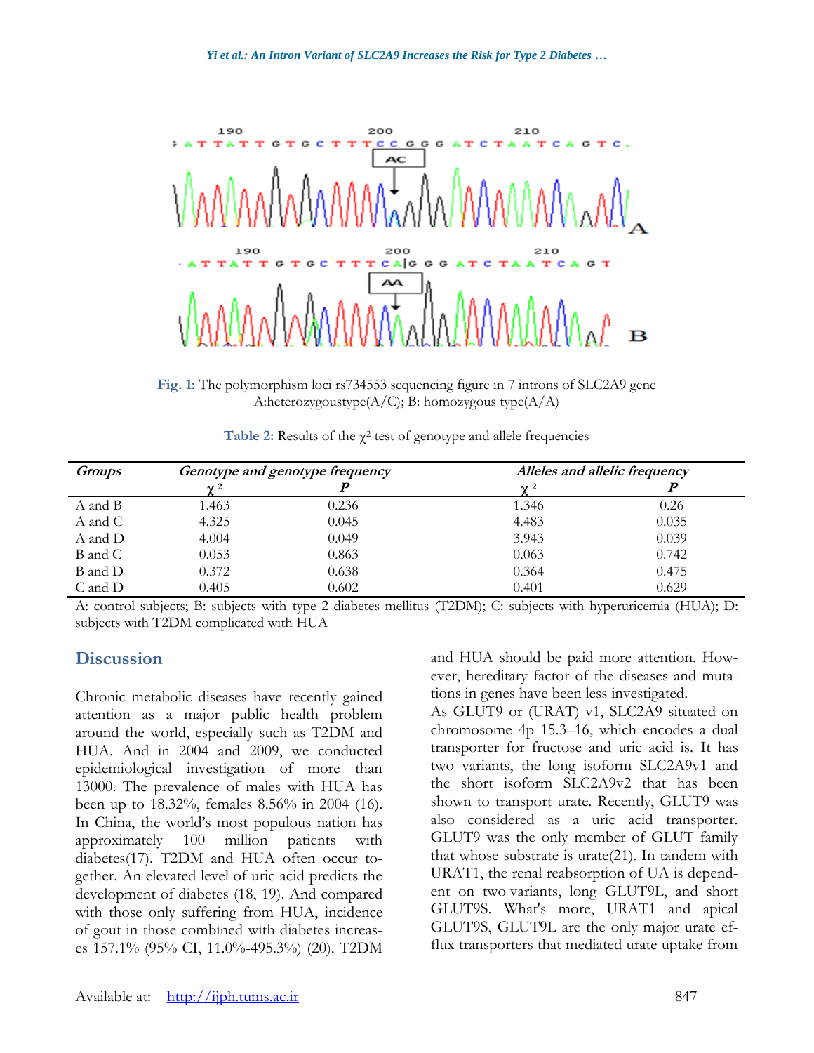Fig. 1: The polymorphism loci rs734553 sequencing figure in 7 introns of SLC2A9 gene A:heterozygoustype(A/C); B: homozygous type(A/A)

Table 2: Results of the $\chi^2$ test of genotype and allele frequencies

| Groups | Genotype and genotype frequency | | Alleles and allelic frequency | |
|---|---|---|---|---|
| | $\chi^2$ | P | $\chi^2$ | P |
| A and B | 1.463 | 0.236 | 1.346 | 0.26 |
| A and C | 4.325 | 0.045 | 4.483 | 0.035 |
| A and D | 4.004 | 0.049 | 3.943 | 0.039 |
| B and C | 0.053 | 0.863 | 0.063 | 0.742 |
| B and D | 0.372 | 0.638 | 0.364 | 0.475 |
| C and D | 0.405 | 0.602 | 0.401 | 0.629 |

A: control subjects; B: subjects with type 2 diabetes mellitus (T2DM); C: subjects with hyperuricemia (HUA); D: subjects with T2DM complicated with HUA

## Discussion

Chronic metabolic diseases have recently gained attention as a major public health problem around the world, especially such as T2DM and HUA. And in 2004 and 2009, we conducted epidemiological investigation of more than 13000. The prevalence of males with HUA has been up to 18.32%, females 8.56% in 2004 (16). In China, the world's most populous nation has approximately 100 million patients with diabetes(17). T2DM and HUA often occur together. An elevated level of uric acid predicts the development of diabetes (18, 19). And compared with those only suffering from HUA, incidence of gout in those combined with diabetes increases 157.1% (95% CI, 11.0%-495.3%) (20). T2DM and HUA should be paid more attention. However, hereditary factor of the diseases and mutations in genes have been less investigated.

As GLUT9 or (URAT) v1, SLC2A9 situated on chromosome 4p 15.3–16, which encodes a dual transporter for fructose and uric acid is. It has two variants, the long isoform SLC2A9v1 and the short isoform SLC2A9v2 that has been shown to transport urate. Recently, GLUT9 was also considered as a uric acid transporter. GLUT9 was the only member of GLUT family that whose substrate is urate(21). In tandem with URAT1, the renal reabsorption of UA is dependent on two variants, long GLUT9L, and short GLUT9S. What's more, URAT1 and apical GLUT9S, GLUT9L are the only major urate efflux transporters that mediated urate uptake from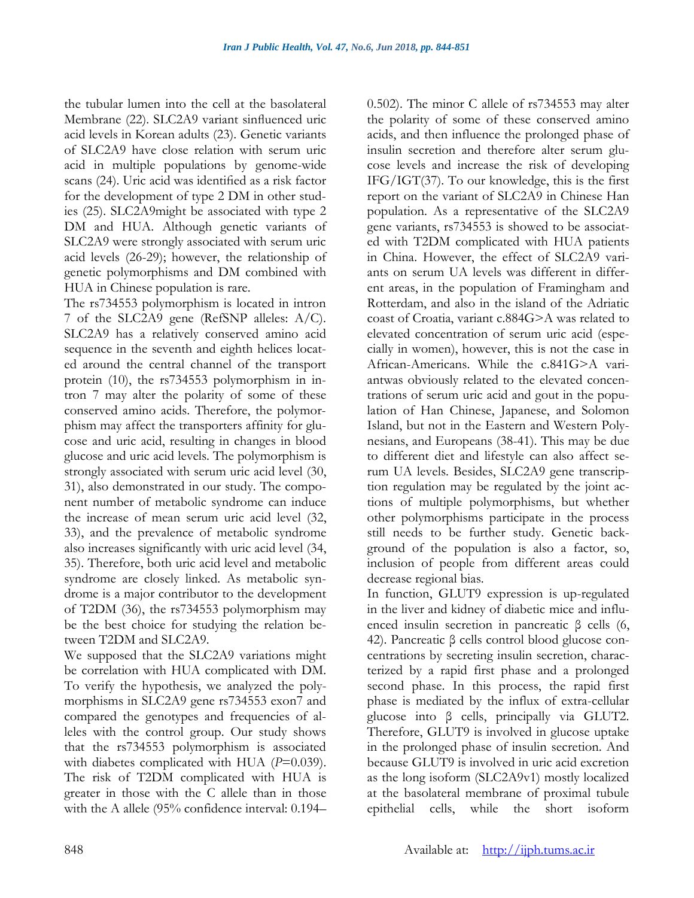the tubular lumen into the cell at the basolateral Membrane (22). SLC2A9 variant sinfluenced uric acid levels in Korean adults (23). Genetic variants of SLC2A9 have close relation with serum uric acid in multiple populations by genome-wide scans (24). Uric acid was identified as a risk factor for the development of type 2 DM in other studies (25). SLC2A9might be associated with type 2 DM and HUA. Although genetic variants of SLC2A9 were strongly associated with serum uric acid levels (26-29); however, the relationship of genetic polymorphisms and DM combined with HUA in Chinese population is rare.

The rs734553 polymorphism is located in intron 7 of the SLC2A9 gene (RefSNP alleles: A/C). SLC2A9 has a relatively conserved amino acid sequence in the seventh and eighth helices located around the central channel of the transport protein (10), the rs734553 polymorphism in intron 7 may alter the polarity of some of these conserved amino acids. Therefore, the polymorphism may affect the transporters affinity for glucose and uric acid, resulting in changes in blood glucose and uric acid levels. The polymorphism is strongly associated with serum uric acid level (30, 31), also demonstrated in our study. The component number of metabolic syndrome can induce the increase of mean serum uric acid level (32, 33), and the prevalence of metabolic syndrome also increases significantly with uric acid level (34, 35). Therefore, both uric acid level and metabolic syndrome are closely linked. As metabolic syndrome is a major contributor to the development of T2DM (36), the rs734553 polymorphism may be the best choice for studying the relation between T2DM and SLC2A9.

We supposed that the SLC2A9 variations might be correlation with HUA complicated with DM. To verify the hypothesis, we analyzed the polymorphisms in SLC2A9 gene rs734553 exon7 and compared the genotypes and frequencies of alleles with the control group. Our study shows that the rs734553 polymorphism is associated with diabetes complicated with HUA ($P$=0.039). The risk of T2DM complicated with HUA is greater in those with the C allele than in those with the A allele (95% confidence interval: 0.194–0.502). The minor C allele of rs734553 may alter the polarity of some of these conserved amino acids, and then influence the prolonged phase of insulin secretion and therefore alter serum glucose levels and increase the risk of developing IFG/IGT(37). To our knowledge, this is the first report on the variant of SLC2A9 in Chinese Han population. As a representative of the SLC2A9 gene variants, rs734553 is showed to be associated with T2DM complicated with HUA patients in China. However, the effect of SLC2A9 variants on serum UA levels was different in different areas, in the population of Framingham and Rotterdam, and also in the island of the Adriatic coast of Croatia, variant c.884G>A was related to elevated concentration of serum uric acid (especially in women), however, this is not the case in African-Americans. While the c.841G>A variantwas obviously related to the elevated concentrations of serum uric acid and gout in the population of Han Chinese, Japanese, and Solomon Island, but not in the Eastern and Western Polynesians, and Europeans (38-41). This may be due to different diet and lifestyle can also affect serum UA levels. Besides, SLC2A9 gene transcription regulation may be regulated by the joint actions of multiple polymorphisms, but whether other polymorphisms participate in the process still needs to be further study. Genetic background of the population is also a factor, so, inclusion of people from different areas could decrease regional bias.

In function, GLUT9 expression is up-regulated in the liver and kidney of diabetic mice and influenced insulin secretion in pancreatic β cells (6, 42). Pancreatic β cells control blood glucose concentrations by secreting insulin secretion, characterized by a rapid first phase and a prolonged second phase. In this process, the rapid first phase is mediated by the influx of extra-cellular glucose into β cells, principally via GLUT2. Therefore, GLUT9 is involved in glucose uptake in the prolonged phase of insulin secretion. And because GLUT9 is involved in uric acid excretion as the long isoform (SLC2A9v1) mostly localized at the basolateral membrane of proximal tubule epithelial cells, while the short isoform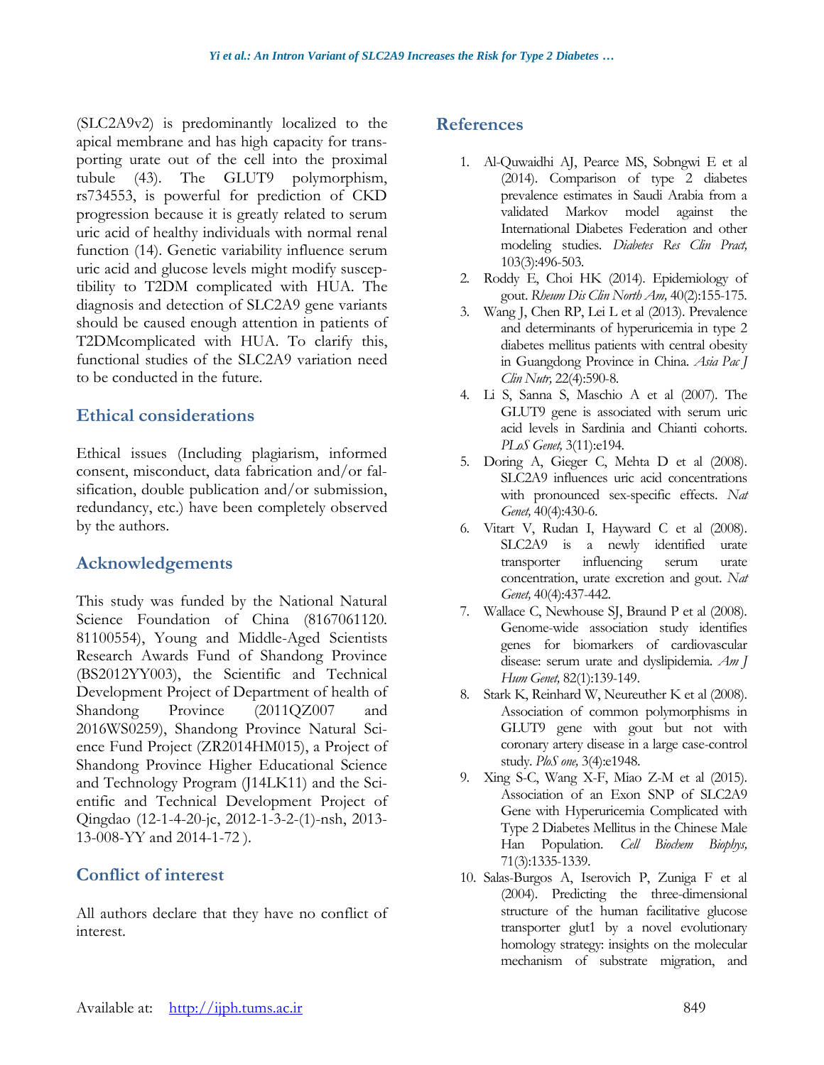(SLC2A9v2) is predominantly localized to the apical membrane and has high capacity for transporting urate out of the cell into the proximal tubule (43). The GLUT9 polymorphism, rs734553, is powerful for prediction of CKD progression because it is greatly related to serum uric acid of healthy individuals with normal renal function (14). Genetic variability influence serum uric acid and glucose levels might modify susceptibility to T2DM complicated with HUA. The diagnosis and detection of SLC2A9 gene variants should be caused enough attention in patients of T2DMcomplicated with HUA. To clarify this, functional studies of the SLC2A9 variation need to be conducted in the future.

## Ethical considerations

Ethical issues (Including plagiarism, informed consent, misconduct, data fabrication and/or falsification, double publication and/or submission, redundancy, etc.) have been completely observed by the authors.

## Acknowledgements

This study was funded by the National Natural Science Foundation of China (8167061120. 81100554), Young and Middle-Aged Scientists Research Awards Fund of Shandong Province (BS2012YY003), the Scientific and Technical Development Project of Department of health of Shandong Province (2011QZ007 and 2016WS0259), Shandong Province Natural Science Fund Project (ZR2014HM015), a Project of Shandong Province Higher Educational Science and Technology Program (J14LK11) and the Scientific and Technical Development Project of Qingdao (12-1-4-20-jc, 2012-1-3-2-(1)-nsh, 2013-13-008-YY and 2014-1-72 ).

## Conflict of interest

All authors declare that they have no conflict of interest.

## References

1. Al-Quwaidhi AJ, Pearce MS, Sobngwi E et al (2014). Comparison of type 2 diabetes prevalence estimates in Saudi Arabia from a validated Markov model against the International Diabetes Federation and other modeling studies. *Diabetes Res Clin Pract,* 103(3):496-503.
2. Roddy E, Choi HK (2014). Epidemiology of gout. *Rheum Dis Clin North Am,* 40(2):155-175.
3. Wang J, Chen RP, Lei L et al (2013). Prevalence and determinants of hyperuricemia in type 2 diabetes mellitus patients with central obesity in Guangdong Province in China. *Asia Pac J Clin Nutr,* 22(4):590-8.
4. Li S, Sanna S, Maschio A et al (2007). The GLUT9 gene is associated with serum uric acid levels in Sardinia and Chianti cohorts. *PLoS Genet,* 3(11):e194.
5. Doring A, Gieger C, Mehta D et al (2008). SLC2A9 influences uric acid concentrations with pronounced sex-specific effects. *Nat Genet,* 40(4):430-6.
6. Vitart V, Rudan I, Hayward C et al (2008). SLC2A9 is a newly identified urate transporter influencing serum urate concentration, urate excretion and gout. *Nat Genet,* 40(4):437-442.
7. Wallace C, Newhouse SJ, Braund P et al (2008). Genome-wide association study identifies genes for biomarkers of cardiovascular disease: serum urate and dyslipidemia. *Am J Hum Genet,* 82(1):139-149.
8. Stark K, Reinhard W, Neureuther K et al (2008). Association of common polymorphisms in GLUT9 gene with gout but not with coronary artery disease in a large case-control study. *PloS one,* 3(4):e1948.
9. Xing S-C, Wang X-F, Miao Z-M et al (2015). Association of an Exon SNP of SLC2A9 Gene with Hyperuricemia Complicated with Type 2 Diabetes Mellitus in the Chinese Male Han Population. *Cell Biochem Biophys,* 71(3):1335-1339.
10. Salas-Burgos A, Iserovich P, Zuniga F et al (2004). Predicting the three-dimensional structure of the human facilitative glucose transporter glut1 by a novel evolutionary homology strategy: insights on the molecular mechanism of substrate migration, and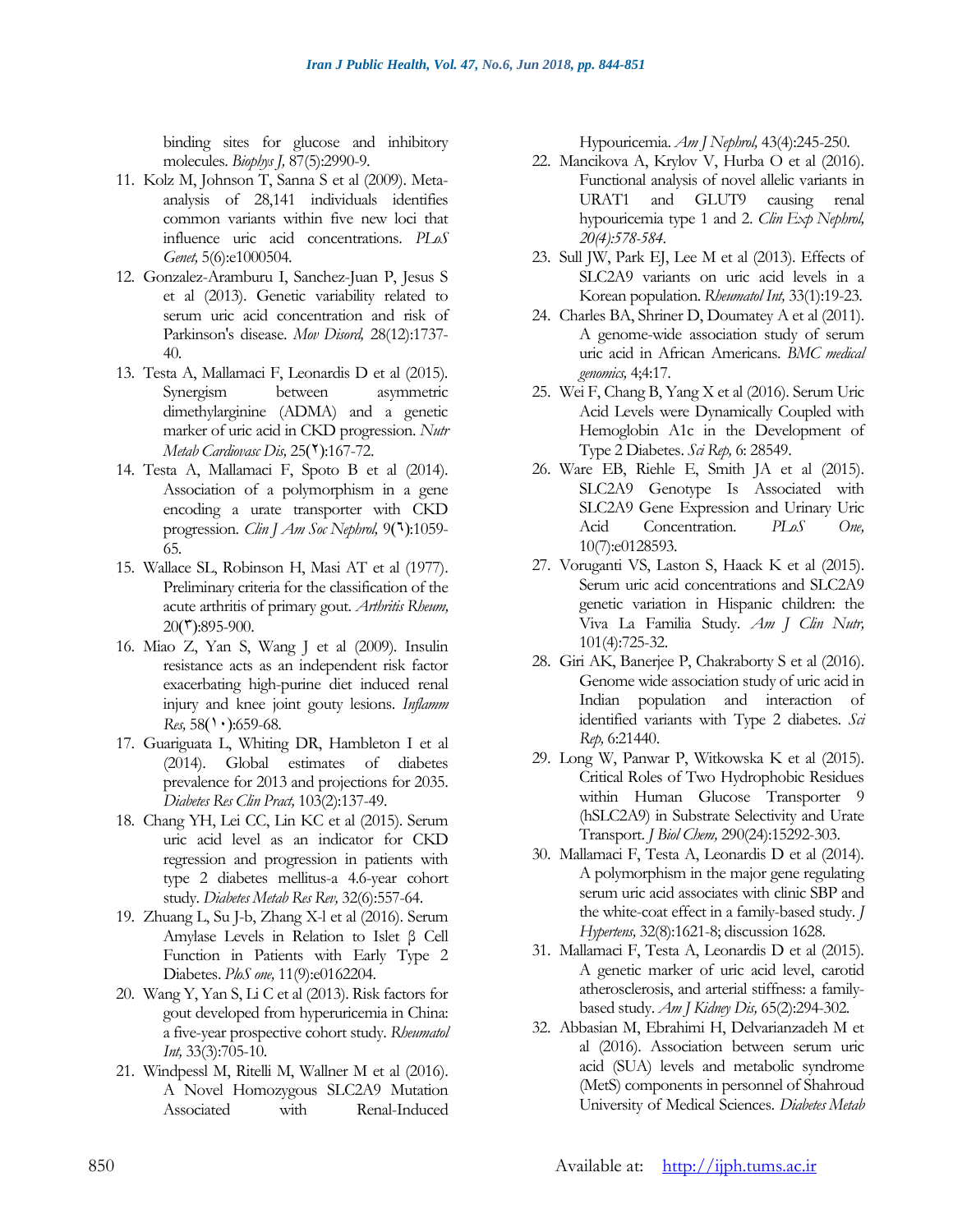binding sites for glucose and inhibitory molecules. *Biophys J,* 87(5):2990-9.

11. Kolz M, Johnson T, Sanna S et al (2009). Meta-analysis of 28,141 individuals identifies common variants within five new loci that influence uric acid concentrations. *PLoS Genet,* 5(6):e1000504.
12. Gonzalez-Aramburu I, Sanchez-Juan P, Jesus S et al (2013). Genetic variability related to serum uric acid concentration and risk of Parkinson's disease. *Mov Disord,* 28(12):1737-40.
13. Testa A, Mallamaci F, Leonardis D et al (2015). Synergism between asymmetric dimethylarginine (ADMA) and a genetic marker of uric acid in CKD progression. *Nutr Metab Cardiovasc Dis,* 25(٢):167-72.
14. Testa A, Mallamaci F, Spoto B et al (2014). Association of a polymorphism in a gene encoding a urate transporter with CKD progression. *Clin J Am Soc Nephrol,* 9(٦):1059-65.
15. Wallace SL, Robinson H, Masi AT et al (1977). Preliminary criteria for the classification of the acute arthritis of primary gout. *Arthritis Rheum,* 20(٣):895-900.
16. Miao Z, Yan S, Wang J et al (2009). Insulin resistance acts as an independent risk factor exacerbating high-purine diet induced renal injury and knee joint gouty lesions. *Inflamm Res,* 58(١٠):659-68.
17. Guariguata L, Whiting DR, Hambleton I et al (2014). Global estimates of diabetes prevalence for 2013 and projections for 2035. *Diabetes Res Clin Pract,* 103(2):137-49.
18. Chang YH, Lei CC, Lin KC et al (2015). Serum uric acid level as an indicator for CKD regression and progression in patients with type 2 diabetes mellitus-a 4.6-year cohort study. *Diabetes Metab Res Rev,* 32(6):557-64.
19. Zhuang L, Su J-b, Zhang X-l et al (2016). Serum Amylase Levels in Relation to Islet β Cell Function in Patients with Early Type 2 Diabetes. *PloS one,* 11(9):e0162204.
20. Wang Y, Yan S, Li C et al (2013). Risk factors for gout developed from hyperuricemia in China: a five-year prospective cohort study. *Rheumatol Int,* 33(3):705-10.
21. Windpessl M, Ritelli M, Wallner M et al (2016). A Novel Homozygous SLC2A9 Mutation Associated with Renal-Induced Hypouricemia. *Am J Nephrol,* 43(4):245-250.
22. Mancikova A, Krylov V, Hurba O et al (2016). Functional analysis of novel allelic variants in URAT1 and GLUT9 causing renal hypouricemia type 1 and 2. *Clin Exp Nephrol, 20(4):578-584.*
23. Sull JW, Park EJ, Lee M et al (2013). Effects of SLC2A9 variants on uric acid levels in a Korean population. *Rheumatol Int,* 33(1):19-23.
24. Charles BA, Shriner D, Doumatey A et al (2011). A genome-wide association study of serum uric acid in African Americans. *BMC medical genomics,* 4;4:17.
25. Wei F, Chang B, Yang X et al (2016). Serum Uric Acid Levels were Dynamically Coupled with Hemoglobin A1c in the Development of Type 2 Diabetes. *Sci Rep,* 6: 28549.
26. Ware EB, Riehle E, Smith JA et al (2015). SLC2A9 Genotype Is Associated with SLC2A9 Gene Expression and Urinary Uric Acid Concentration. *PLoS One,* 10(7):e0128593.
27. Voruganti VS, Laston S, Haack K et al (2015). Serum uric acid concentrations and SLC2A9 genetic variation in Hispanic children: the Viva La Familia Study. *Am J Clin Nutr,* 101(4):725-32.
28. Giri AK, Banerjee P, Chakraborty S et al (2016). Genome wide association study of uric acid in Indian population and interaction of identified variants with Type 2 diabetes. *Sci Rep,* 6:21440.
29. Long W, Panwar P, Witkowska K et al (2015). Critical Roles of Two Hydrophobic Residues within Human Glucose Transporter 9 (hSLC2A9) in Substrate Selectivity and Urate Transport. *J Biol Chem,* 290(24):15292-303.
30. Mallamaci F, Testa A, Leonardis D et al (2014). A polymorphism in the major gene regulating serum uric acid associates with clinic SBP and the white-coat effect in a family-based study. *J Hypertens,* 32(8):1621-8; discussion 1628.
31. Mallamaci F, Testa A, Leonardis D et al (2015). A genetic marker of uric acid level, carotid atherosclerosis, and arterial stiffness: a family-based study. *Am J Kidney Dis,* 65(2):294-302.
32. Abbasian M, Ebrahimi H, Delvarianzadeh M et al (2016). Association between serum uric acid (SUA) levels and metabolic syndrome (MetS) components in personnel of Shahroud University of Medical Sciences. *Diabetes Metab*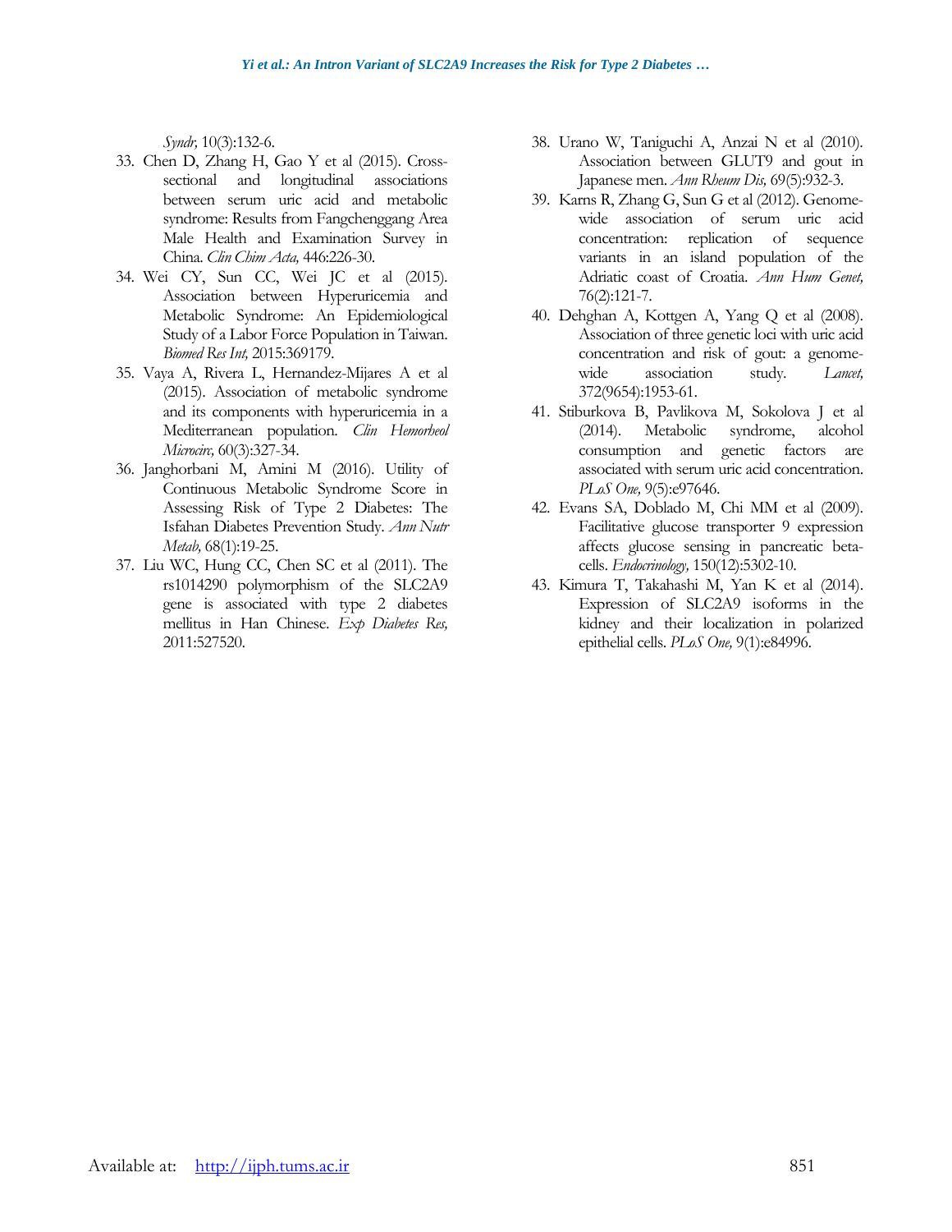*Syndr,* 10(3):132-6.

33. Chen D, Zhang H, Gao Y et al (2015). Cross-sectional and longitudinal associations between serum uric acid and metabolic syndrome: Results from Fangchenggang Area Male Health and Examination Survey in China. *Clin Chim Acta,* 446:226-30.
34. Wei CY, Sun CC, Wei JC et al (2015). Association between Hyperuricemia and Metabolic Syndrome: An Epidemiological Study of a Labor Force Population in Taiwan. *Biomed Res Int,* 2015:369179.
35. Vaya A, Rivera L, Hernandez-Mijares A et al (2015). Association of metabolic syndrome and its components with hyperuricemia in a Mediterranean population. *Clin Hemorheol Microcirc,* 60(3):327-34.
36. Janghorbani M, Amini M (2016). Utility of Continuous Metabolic Syndrome Score in Assessing Risk of Type 2 Diabetes: The Isfahan Diabetes Prevention Study. *Ann Nutr Metab,* 68(1):19-25.
37. Liu WC, Hung CC, Chen SC et al (2011). The rs1014290 polymorphism of the SLC2A9 gene is associated with type 2 diabetes mellitus in Han Chinese. *Exp Diabetes Res,* 2011:527520.
38. Urano W, Taniguchi A, Anzai N et al (2010). Association between GLUT9 and gout in Japanese men. *Ann Rheum Dis,* 69(5):932-3.
39. Karns R, Zhang G, Sun G et al (2012). Genome-wide association of serum uric acid concentration: replication of sequence variants in an island population of the Adriatic coast of Croatia. *Ann Hum Genet,* 76(2):121-7.
40. Dehghan A, Kottgen A, Yang Q et al (2008). Association of three genetic loci with uric acid concentration and risk of gout: a genome-wide association study. *Lancet,* 372(9654):1953-61.
41. Stiburkova B, Pavlikova M, Sokolova J et al (2014). Metabolic syndrome, alcohol consumption and genetic factors are associated with serum uric acid concentration. *PLoS One,* 9(5):e97646.
42. Evans SA, Doblado M, Chi MM et al (2009). Facilitative glucose transporter 9 expression affects glucose sensing in pancreatic beta-cells. *Endocrinology,* 150(12):5302-10.
43. Kimura T, Takahashi M, Yan K et al (2014). Expression of SLC2A9 isoforms in the kidney and their localization in polarized epithelial cells. *PLoS One,* 9(1):e84996.